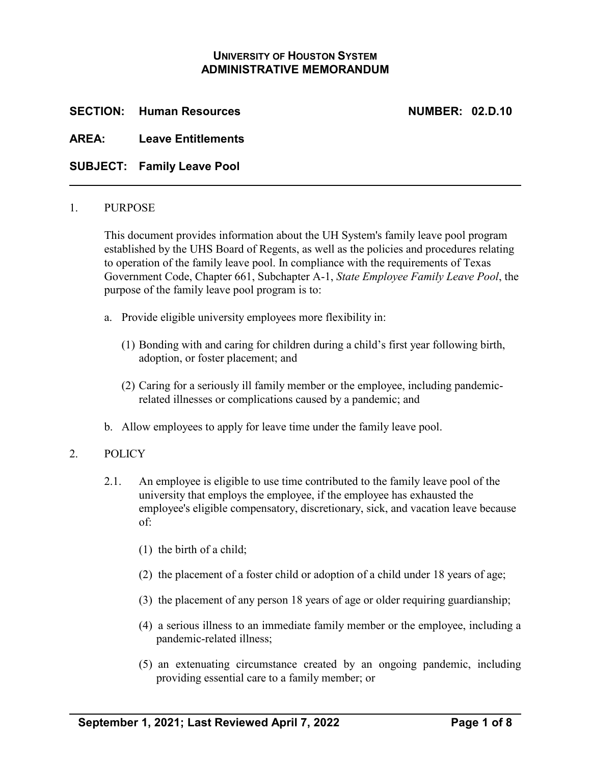**UNIVERSITY OF HOUSTON SYSTEM**
**ADMINISTRATIVE MEMORANDUM**

**SECTION: Human Resources** **NUMBER: 02.D.10**

**AREA: Leave Entitlements**

**SUBJECT: Family Leave Pool**

---

1. PURPOSE

   This document provides information about the UH System's family leave pool program established by the UHS Board of Regents, as well as the policies and procedures relating to operation of the family leave pool. In compliance with the requirements of Texas Government Code, Chapter 661, Subchapter A-1, *State Employee Family Leave Pool*, the purpose of the family leave pool program is to:

   a. Provide eligible university employees more flexibility in:

      (1) Bonding with and caring for children during a child's first year following birth, adoption, or foster placement; and

      (2) Caring for a seriously ill family member or the employee, including pandemic-related illnesses or complications caused by a pandemic; and

   b. Allow employees to apply for leave time under the family leave pool.

2. POLICY

   2.1. An employee is eligible to use time contributed to the family leave pool of the university that employs the employee, if the employee has exhausted the employee's eligible compensatory, discretionary, sick, and vacation leave because of:

   (1) the birth of a child;

   (2) the placement of a foster child or adoption of a child under 18 years of age;

   (3) the placement of any person 18 years of age or older requiring guardianship;

   (4) a serious illness to an immediate family member or the employee, including a pandemic-related illness;

   (5) an extenuating circumstance created by an ongoing pandemic, including providing essential care to a family member; or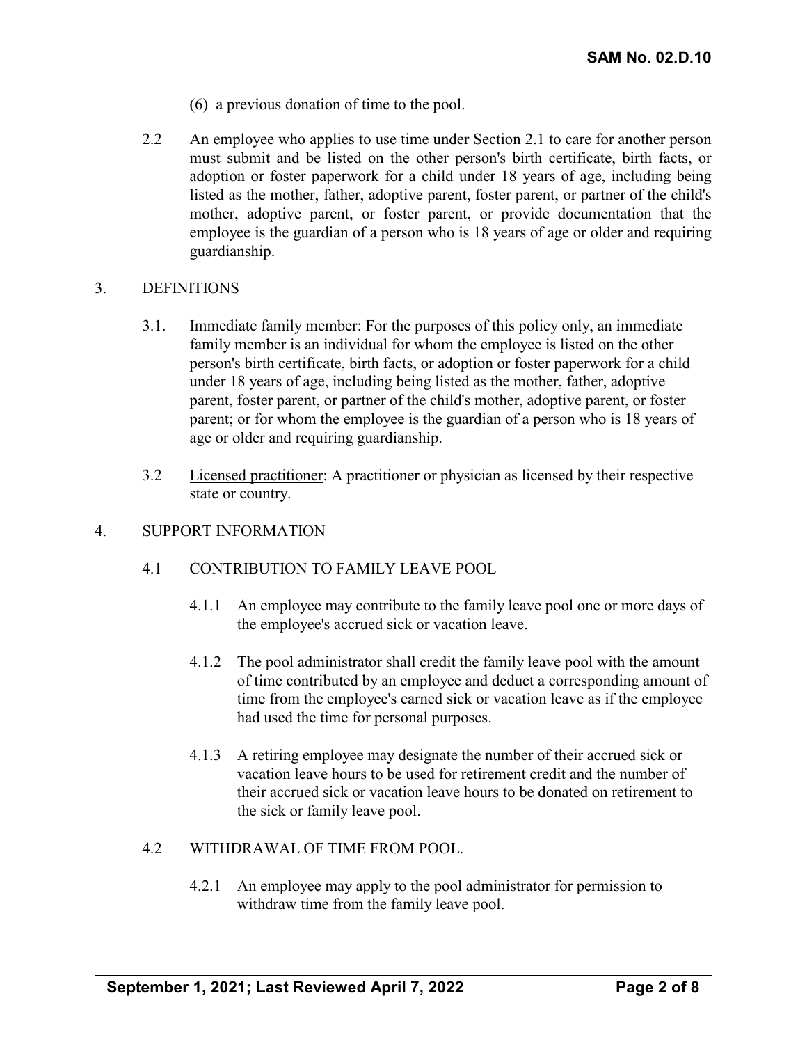(6) a previous donation of time to the pool.

2.2 An employee who applies to use time under Section 2.1 to care for another person must submit and be listed on the other person's birth certificate, birth facts, or adoption or foster paperwork for a child under 18 years of age, including being listed as the mother, father, adoptive parent, foster parent, or partner of the child's mother, adoptive parent, or foster parent, or provide documentation that the employee is the guardian of a person who is 18 years of age or older and requiring guardianship.

## 3. DEFINITIONS

3.1. <u>Immediate family member</u>: For the purposes of this policy only, an immediate family member is an individual for whom the employee is listed on the other person's birth certificate, birth facts, or adoption or foster paperwork for a child under 18 years of age, including being listed as the mother, father, adoptive parent, foster parent, or partner of the child's mother, adoptive parent, or foster parent; or for whom the employee is the guardian of a person who is 18 years of age or older and requiring guardianship.

3.2 <u>Licensed practitioner</u>: A practitioner or physician as licensed by their respective state or country.

## 4. SUPPORT INFORMATION

### 4.1 CONTRIBUTION TO FAMILY LEAVE POOL

4.1.1 An employee may contribute to the family leave pool one or more days of the employee's accrued sick or vacation leave.

4.1.2 The pool administrator shall credit the family leave pool with the amount of time contributed by an employee and deduct a corresponding amount of time from the employee's earned sick or vacation leave as if the employee had used the time for personal purposes.

4.1.3 A retiring employee may designate the number of their accrued sick or vacation leave hours to be used for retirement credit and the number of their accrued sick or vacation leave hours to be donated on retirement to the sick or family leave pool.

### 4.2 WITHDRAWAL OF TIME FROM POOL.

4.2.1 An employee may apply to the pool administrator for permission to withdraw time from the family leave pool.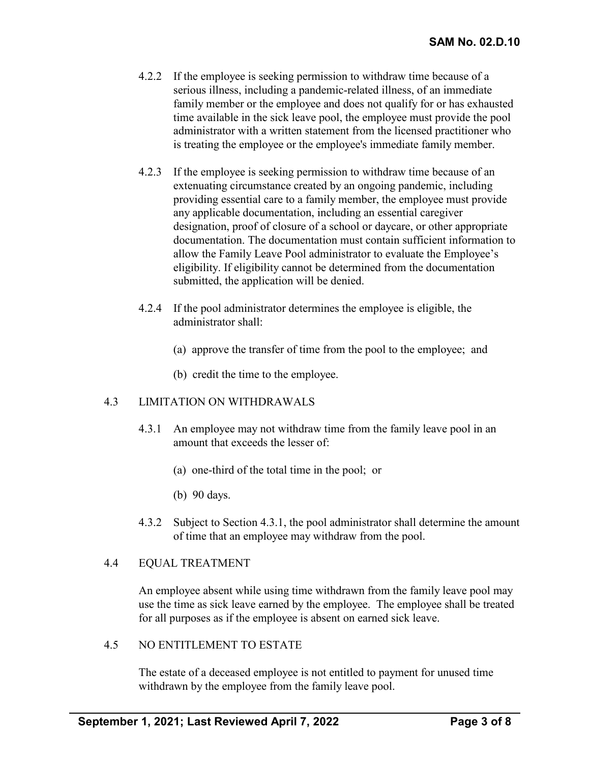4.2.2 If the employee is seeking permission to withdraw time because of a serious illness, including a pandemic-related illness, of an immediate family member or the employee and does not qualify for or has exhausted time available in the sick leave pool, the employee must provide the pool administrator with a written statement from the licensed practitioner who is treating the employee or the employee's immediate family member.

4.2.3 If the employee is seeking permission to withdraw time because of an extenuating circumstance created by an ongoing pandemic, including providing essential care to a family member, the employee must provide any applicable documentation, including an essential caregiver designation, proof of closure of a school or daycare, or other appropriate documentation. The documentation must contain sufficient information to allow the Family Leave Pool administrator to evaluate the Employee's eligibility. If eligibility cannot be determined from the documentation submitted, the application will be denied.

4.2.4 If the pool administrator determines the employee is eligible, the administrator shall:

(a) approve the transfer of time from the pool to the employee; and

(b) credit the time to the employee.

## 4.3 LIMITATION ON WITHDRAWALS

4.3.1 An employee may not withdraw time from the family leave pool in an amount that exceeds the lesser of:

(a) one-third of the total time in the pool; or

(b) 90 days.

4.3.2 Subject to Section 4.3.1, the pool administrator shall determine the amount of time that an employee may withdraw from the pool.

## 4.4 EQUAL TREATMENT

An employee absent while using time withdrawn from the family leave pool may use the time as sick leave earned by the employee. The employee shall be treated for all purposes as if the employee is absent on earned sick leave.

## 4.5 NO ENTITLEMENT TO ESTATE

The estate of a deceased employee is not entitled to payment for unused time withdrawn by the employee from the family leave pool.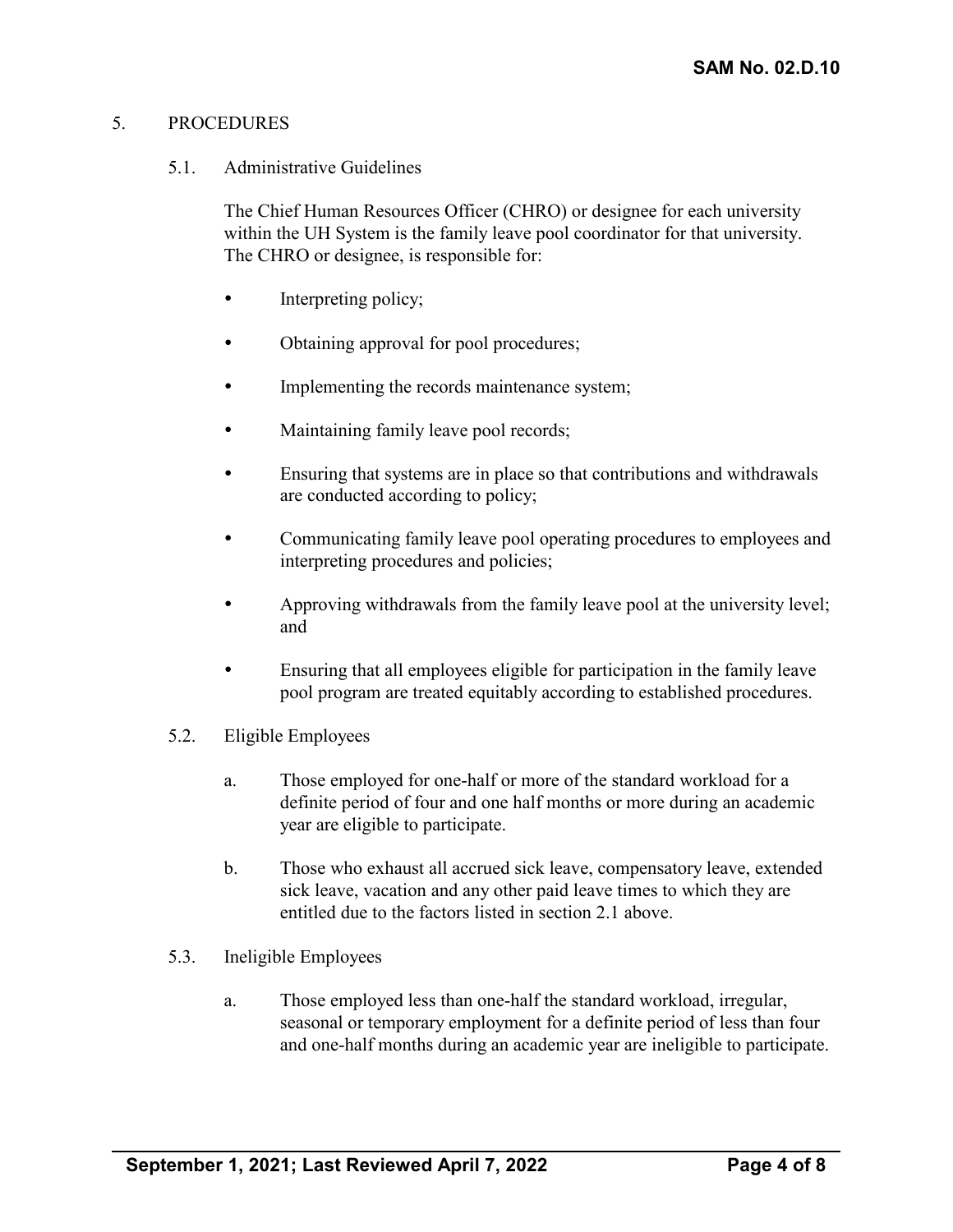## 5. PROCEDURES

### 5.1. Administrative Guidelines

The Chief Human Resources Officer (CHRO) or designee for each university within the UH System is the family leave pool coordinator for that university. The CHRO or designee, is responsible for:

- Interpreting policy;
- Obtaining approval for pool procedures;
- Implementing the records maintenance system;
- Maintaining family leave pool records;
- Ensuring that systems are in place so that contributions and withdrawals are conducted according to policy;
- Communicating family leave pool operating procedures to employees and interpreting procedures and policies;
- Approving withdrawals from the family leave pool at the university level; and
- Ensuring that all employees eligible for participation in the family leave pool program are treated equitably according to established procedures.

### 5.2. Eligible Employees

a. Those employed for one-half or more of the standard workload for a definite period of four and one half months or more during an academic year are eligible to participate.

b. Those who exhaust all accrued sick leave, compensatory leave, extended sick leave, vacation and any other paid leave times to which they are entitled due to the factors listed in section 2.1 above.

### 5.3. Ineligible Employees

a. Those employed less than one-half the standard workload, irregular, seasonal or temporary employment for a definite period of less than four and one-half months during an academic year are ineligible to participate.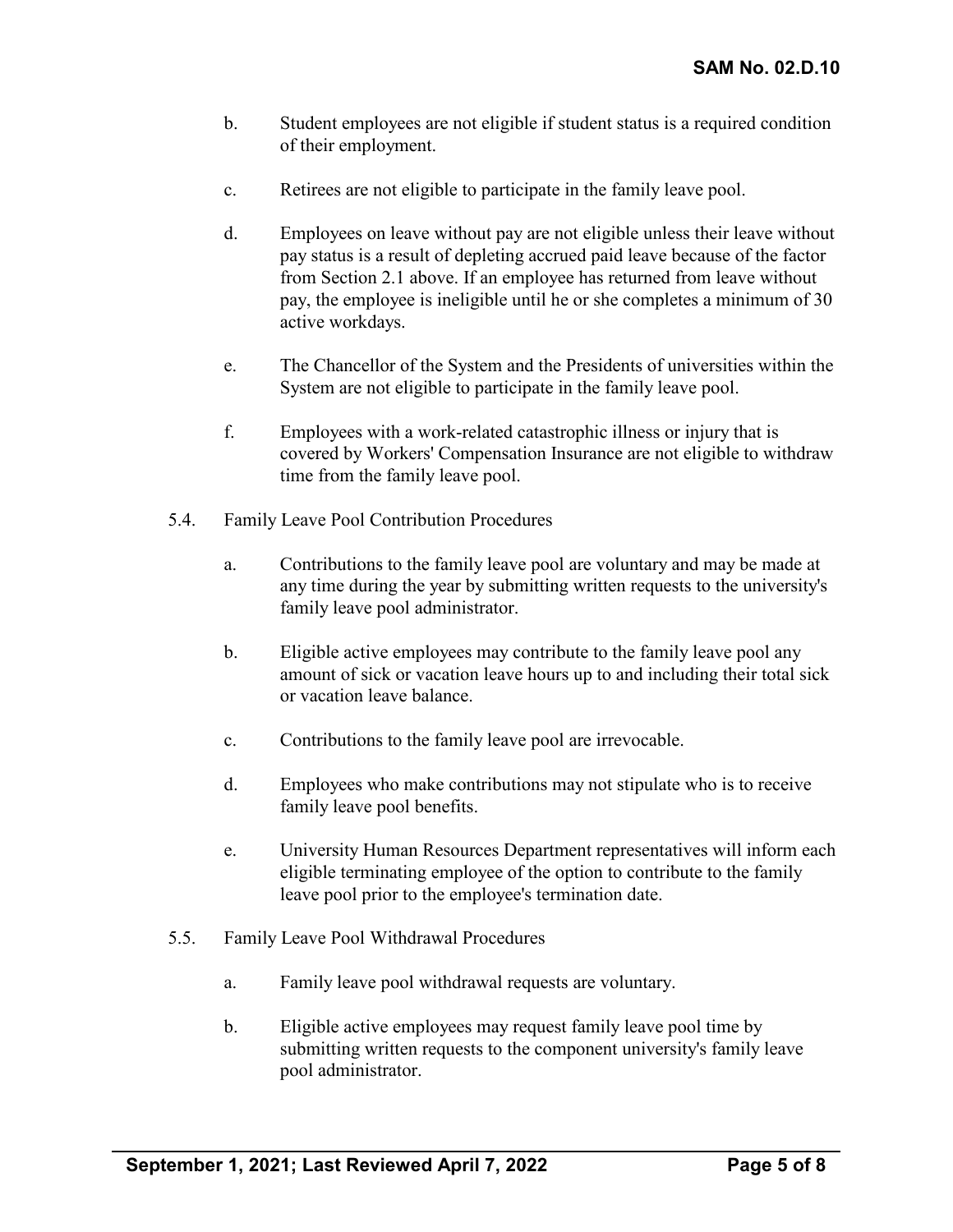b. Student employees are not eligible if student status is a required condition of their employment.

c. Retirees are not eligible to participate in the family leave pool.

d. Employees on leave without pay are not eligible unless their leave without pay status is a result of depleting accrued paid leave because of the factor from Section 2.1 above. If an employee has returned from leave without pay, the employee is ineligible until he or she completes a minimum of 30 active workdays.

e. The Chancellor of the System and the Presidents of universities within the System are not eligible to participate in the family leave pool.

f. Employees with a work-related catastrophic illness or injury that is covered by Workers' Compensation Insurance are not eligible to withdraw time from the family leave pool.

5.4. Family Leave Pool Contribution Procedures

a. Contributions to the family leave pool are voluntary and may be made at any time during the year by submitting written requests to the university's family leave pool administrator.

b. Eligible active employees may contribute to the family leave pool any amount of sick or vacation leave hours up to and including their total sick or vacation leave balance.

c. Contributions to the family leave pool are irrevocable.

d. Employees who make contributions may not stipulate who is to receive family leave pool benefits.

e. University Human Resources Department representatives will inform each eligible terminating employee of the option to contribute to the family leave pool prior to the employee's termination date.

5.5. Family Leave Pool Withdrawal Procedures

a. Family leave pool withdrawal requests are voluntary.

b. Eligible active employees may request family leave pool time by submitting written requests to the component university's family leave pool administrator.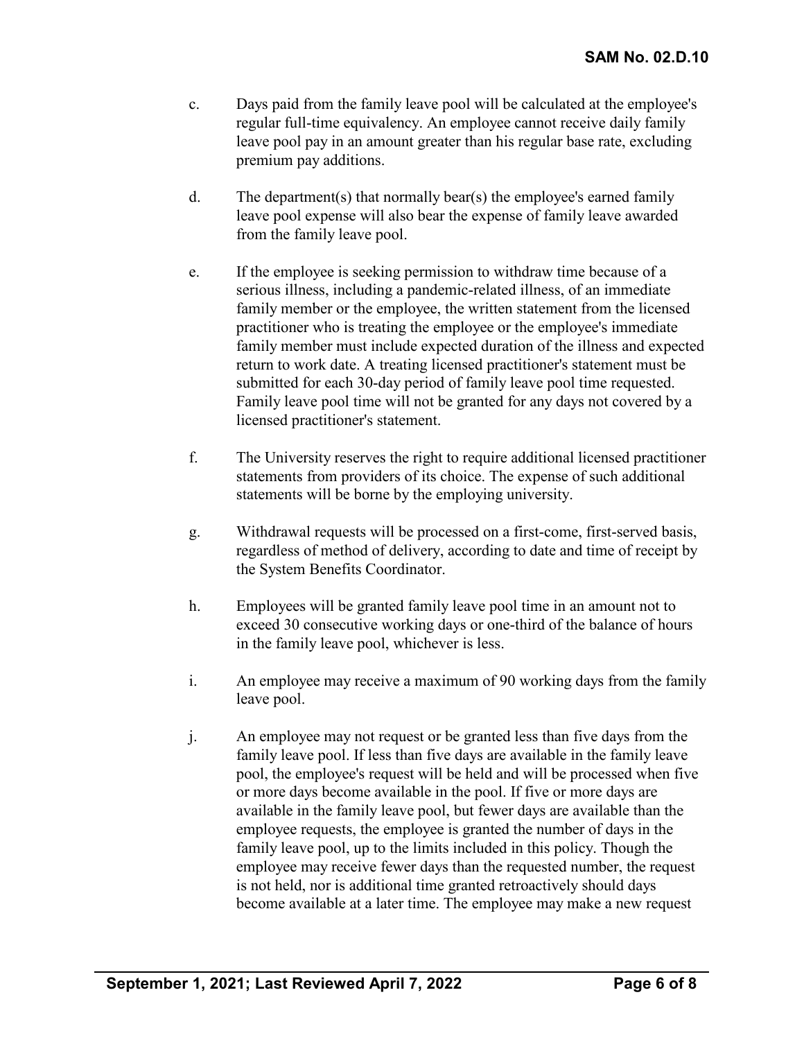c. Days paid from the family leave pool will be calculated at the employee's regular full-time equivalency. An employee cannot receive daily family leave pool pay in an amount greater than his regular base rate, excluding premium pay additions.

d. The department(s) that normally bear(s) the employee's earned family leave pool expense will also bear the expense of family leave awarded from the family leave pool.

e. If the employee is seeking permission to withdraw time because of a serious illness, including a pandemic-related illness, of an immediate family member or the employee, the written statement from the licensed practitioner who is treating the employee or the employee's immediate family member must include expected duration of the illness and expected return to work date. A treating licensed practitioner's statement must be submitted for each 30-day period of family leave pool time requested. Family leave pool time will not be granted for any days not covered by a licensed practitioner's statement.

f. The University reserves the right to require additional licensed practitioner statements from providers of its choice. The expense of such additional statements will be borne by the employing university.

g. Withdrawal requests will be processed on a first-come, first-served basis, regardless of method of delivery, according to date and time of receipt by the System Benefits Coordinator.

h. Employees will be granted family leave pool time in an amount not to exceed 30 consecutive working days or one-third of the balance of hours in the family leave pool, whichever is less.

i. An employee may receive a maximum of 90 working days from the family leave pool.

j. An employee may not request or be granted less than five days from the family leave pool. If less than five days are available in the family leave pool, the employee's request will be held and will be processed when five or more days become available in the pool. If five or more days are available in the family leave pool, but fewer days are available than the employee requests, the employee is granted the number of days in the family leave pool, up to the limits included in this policy. Though the employee may receive fewer days than the requested number, the request is not held, nor is additional time granted retroactively should days become available at a later time. The employee may make a new request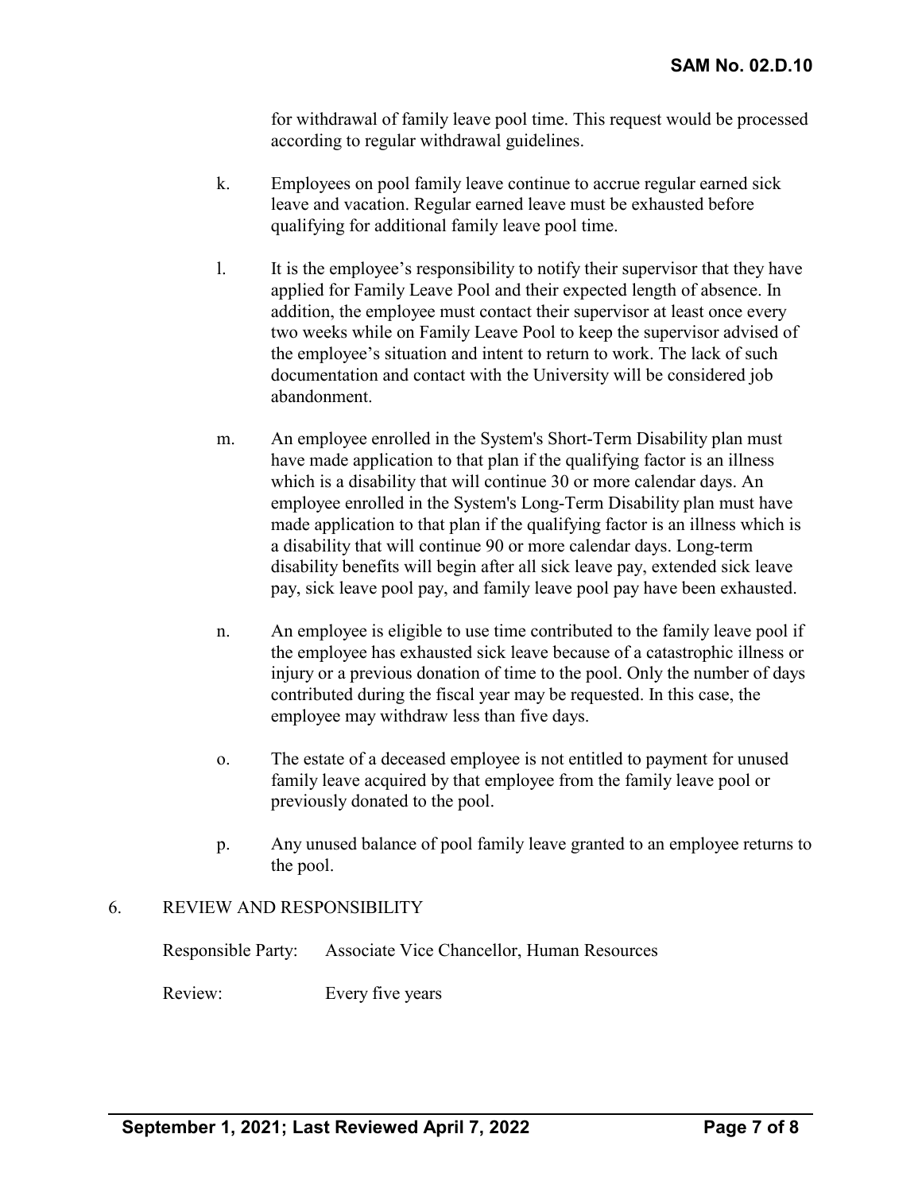for withdrawal of family leave pool time. This request would be processed according to regular withdrawal guidelines.

k. Employees on pool family leave continue to accrue regular earned sick leave and vacation. Regular earned leave must be exhausted before qualifying for additional family leave pool time.

l. It is the employee's responsibility to notify their supervisor that they have applied for Family Leave Pool and their expected length of absence. In addition, the employee must contact their supervisor at least once every two weeks while on Family Leave Pool to keep the supervisor advised of the employee's situation and intent to return to work. The lack of such documentation and contact with the University will be considered job abandonment.

m. An employee enrolled in the System's Short-Term Disability plan must have made application to that plan if the qualifying factor is an illness which is a disability that will continue 30 or more calendar days. An employee enrolled in the System's Long-Term Disability plan must have made application to that plan if the qualifying factor is an illness which is a disability that will continue 90 or more calendar days. Long-term disability benefits will begin after all sick leave pay, extended sick leave pay, sick leave pool pay, and family leave pool pay have been exhausted.

n. An employee is eligible to use time contributed to the family leave pool if the employee has exhausted sick leave because of a catastrophic illness or injury or a previous donation of time to the pool. Only the number of days contributed during the fiscal year may be requested. In this case, the employee may withdraw less than five days.

o. The estate of a deceased employee is not entitled to payment for unused family leave acquired by that employee from the family leave pool or previously donated to the pool.

p. Any unused balance of pool family leave granted to an employee returns to the pool.

## 6. REVIEW AND RESPONSIBILITY

Responsible Party: Associate Vice Chancellor, Human Resources

Review: Every five years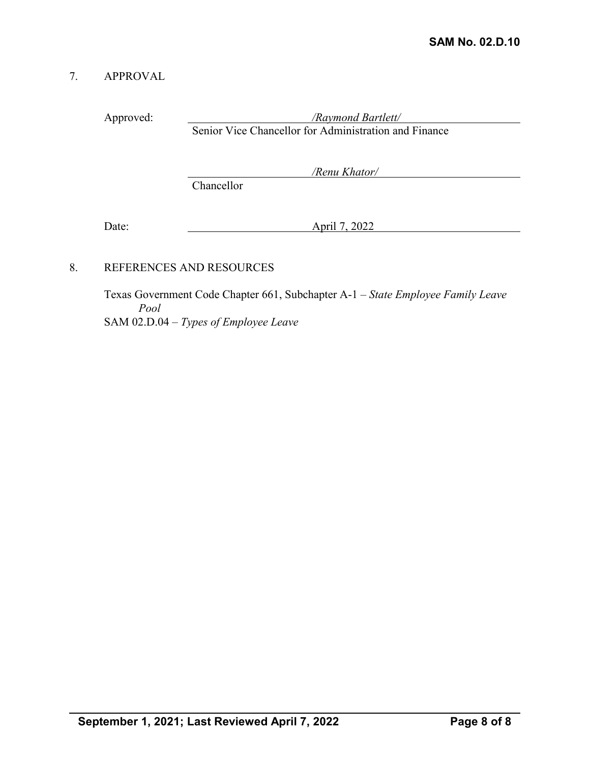## 7. APPROVAL

Approved: */Raymond Bartlett/*
Senior Vice Chancellor for Administration and Finance

*/Renu Khator/*
Chancellor

Date: April 7, 2022

## 8. REFERENCES AND RESOURCES

Texas Government Code Chapter 661, Subchapter A-1 – *State Employee Family Leave Pool*
SAM 02.D.04 – *Types of Employee Leave*